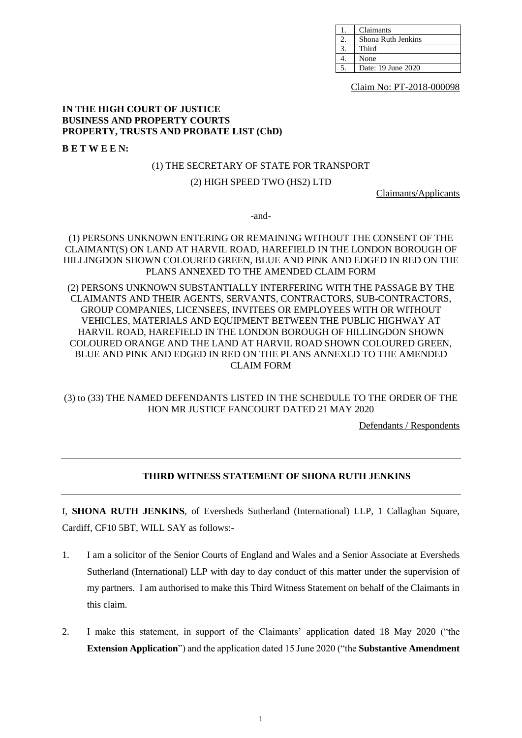| 1. | Claimants |
|---|---|
| 2. | Shona Ruth Jenkins |
| 3. | Third |
| 4. | None |
| 5. | Date: 19 June 2020 |

Claim No: PT-2018-000098

**IN THE HIGH COURT OF JUSTICE**
**BUSINESS AND PROPERTY COURTS**
**PROPERTY, TRUSTS AND PROBATE LIST (ChD)**

**B E T W E E N:**

(1) THE SECRETARY OF STATE FOR TRANSPORT

(2) HIGH SPEED TWO (HS2) LTD

Claimants/Applicants

-and-

(1) PERSONS UNKNOWN ENTERING OR REMAINING WITHOUT THE CONSENT OF THE CLAIMANT(S) ON LAND AT HARVIL ROAD, HAREFIELD IN THE LONDON BOROUGH OF HILLINGDON SHOWN COLOURED GREEN, BLUE AND PINK AND EDGED IN RED ON THE PLANS ANNEXED TO THE AMENDED CLAIM FORM

(2) PERSONS UNKNOWN SUBSTANTIALLY INTERFERING WITH THE PASSAGE BY THE CLAIMANTS AND THEIR AGENTS, SERVANTS, CONTRACTORS, SUB-CONTRACTORS, GROUP COMPANIES, LICENSEES, INVITEES OR EMPLOYEES WITH OR WITHOUT VEHICLES, MATERIALS AND EQUIPMENT BETWEEN THE PUBLIC HIGHWAY AT HARVIL ROAD, HAREFIELD IN THE LONDON BOROUGH OF HILLINGDON SHOWN COLOURED ORANGE AND THE LAND AT HARVIL ROAD SHOWN COLOURED GREEN, BLUE AND PINK AND EDGED IN RED ON THE PLANS ANNEXED TO THE AMENDED CLAIM FORM

(3) to (33) THE NAMED DEFENDANTS LISTED IN THE SCHEDULE TO THE ORDER OF THE HON MR JUSTICE FANCOURT DATED 21 MAY 2020

Defendants / Respondents

---

## THIRD WITNESS STATEMENT OF SHONA RUTH JENKINS

---

I, **SHONA RUTH JENKINS**, of Eversheds Sutherland (International) LLP, 1 Callaghan Square, Cardiff, CF10 5BT, WILL SAY as follows:-

1. I am a solicitor of the Senior Courts of England and Wales and a Senior Associate at Eversheds Sutherland (International) LLP with day to day conduct of this matter under the supervision of my partners. I am authorised to make this Third Witness Statement on behalf of the Claimants in this claim.

2. I make this statement, in support of the Claimants' application dated 18 May 2020 ("the **Extension Application**") and the application dated 15 June 2020 ("the **Substantive Amendment**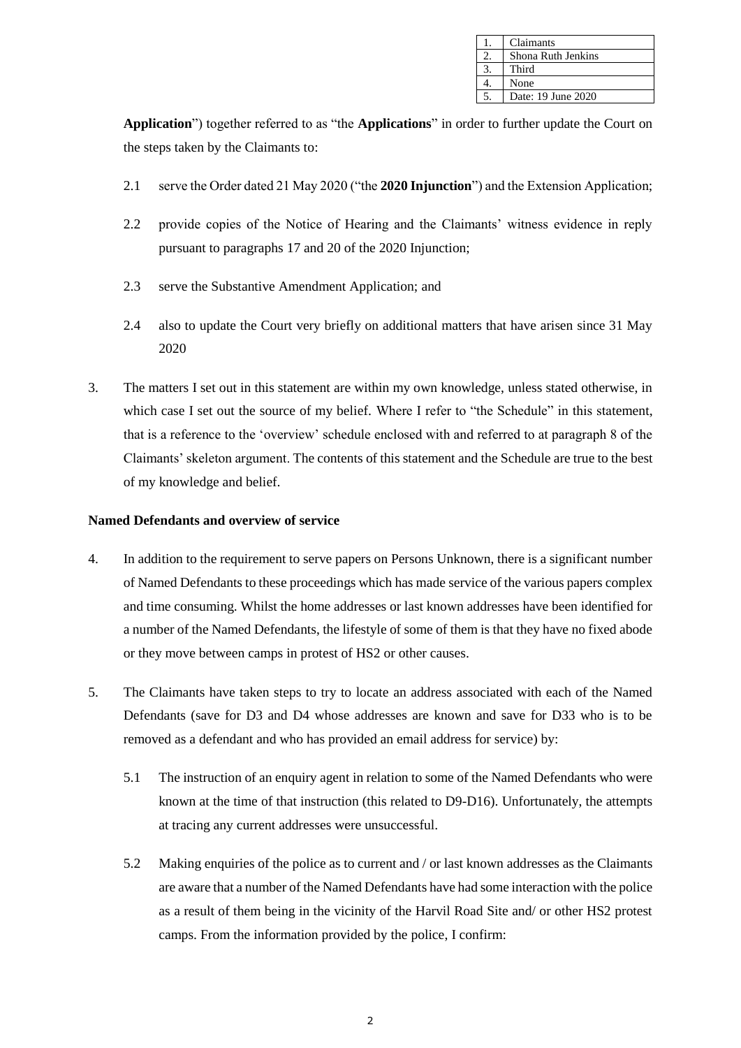| 1. | Claimants |
|---|---|
| 2. | Shona Ruth Jenkins |
| 3. | Third |
| 4. | None |
| 5. | Date: 19 June 2020 |

**Application**") together referred to as "the **Applications**" in order to further update the Court on the steps taken by the Claimants to:

2.1 serve the Order dated 21 May 2020 ("the **2020 Injunction**") and the Extension Application;

2.2 provide copies of the Notice of Hearing and the Claimants' witness evidence in reply pursuant to paragraphs 17 and 20 of the 2020 Injunction;

2.3 serve the Substantive Amendment Application; and

2.4 also to update the Court very briefly on additional matters that have arisen since 31 May 2020

3. The matters I set out in this statement are within my own knowledge, unless stated otherwise, in which case I set out the source of my belief. Where I refer to "the Schedule" in this statement, that is a reference to the 'overview' schedule enclosed with and referred to at paragraph 8 of the Claimants' skeleton argument. The contents of this statement and the Schedule are true to the best of my knowledge and belief.

**Named Defendants and overview of service**

4. In addition to the requirement to serve papers on Persons Unknown, there is a significant number of Named Defendants to these proceedings which has made service of the various papers complex and time consuming. Whilst the home addresses or last known addresses have been identified for a number of the Named Defendants, the lifestyle of some of them is that they have no fixed abode or they move between camps in protest of HS2 or other causes.

5. The Claimants have taken steps to try to locate an address associated with each of the Named Defendants (save for D3 and D4 whose addresses are known and save for D33 who is to be removed as a defendant and who has provided an email address for service) by:

5.1 The instruction of an enquiry agent in relation to some of the Named Defendants who were known at the time of that instruction (this related to D9-D16). Unfortunately, the attempts at tracing any current addresses were unsuccessful.

5.2 Making enquiries of the police as to current and / or last known addresses as the Claimants are aware that a number of the Named Defendants have had some interaction with the police as a result of them being in the vicinity of the Harvil Road Site and/ or other HS2 protest camps. From the information provided by the police, I confirm: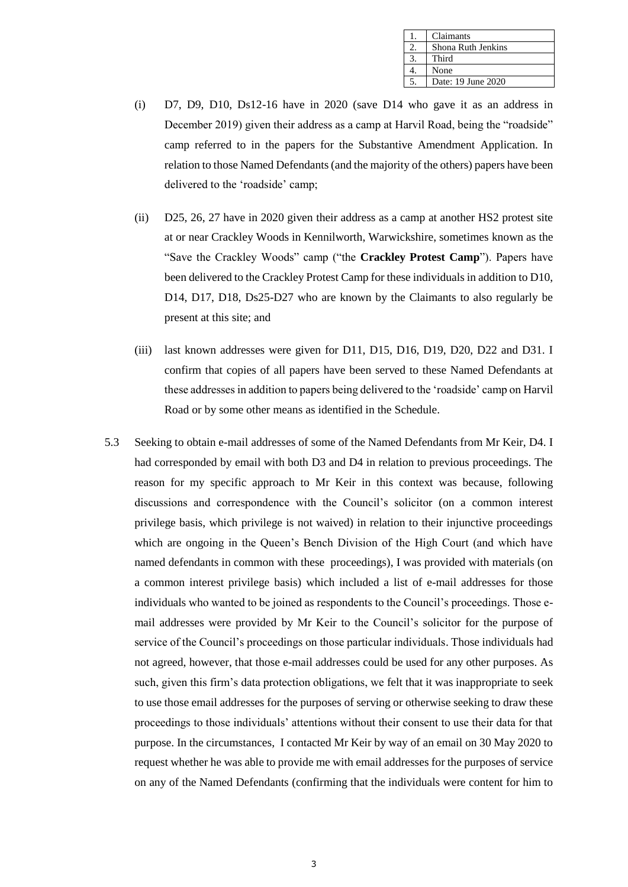| 1. | Claimants |
|---|---|
| 2. | Shona Ruth Jenkins |
| 3. | Third |
| 4. | None |
| 5. | Date: 19 June 2020 |

(i) D7, D9, D10, Ds12-16 have in 2020 (save D14 who gave it as an address in December 2019) given their address as a camp at Harvil Road, being the "roadside" camp referred to in the papers for the Substantive Amendment Application. In relation to those Named Defendants (and the majority of the others) papers have been delivered to the 'roadside' camp;

(ii) D25, 26, 27 have in 2020 given their address as a camp at another HS2 protest site at or near Crackley Woods in Kennilworth, Warwickshire, sometimes known as the "Save the Crackley Woods" camp ("the **Crackley Protest Camp**"). Papers have been delivered to the Crackley Protest Camp for these individuals in addition to D10, D14, D17, D18, Ds25-D27 who are known by the Claimants to also regularly be present at this site; and

(iii) last known addresses were given for D11, D15, D16, D19, D20, D22 and D31. I confirm that copies of all papers have been served to these Named Defendants at these addresses in addition to papers being delivered to the 'roadside' camp on Harvil Road or by some other means as identified in the Schedule.

5.3 Seeking to obtain e-mail addresses of some of the Named Defendants from Mr Keir, D4. I had corresponded by email with both D3 and D4 in relation to previous proceedings. The reason for my specific approach to Mr Keir in this context was because, following discussions and correspondence with the Council's solicitor (on a common interest privilege basis, which privilege is not waived) in relation to their injunctive proceedings which are ongoing in the Queen's Bench Division of the High Court (and which have named defendants in common with these proceedings), I was provided with materials (on a common interest privilege basis) which included a list of e-mail addresses for those individuals who wanted to be joined as respondents to the Council's proceedings. Those e-mail addresses were provided by Mr Keir to the Council's solicitor for the purpose of service of the Council's proceedings on those particular individuals. Those individuals had not agreed, however, that those e-mail addresses could be used for any other purposes. As such, given this firm's data protection obligations, we felt that it was inappropriate to seek to use those email addresses for the purposes of serving or otherwise seeking to draw these proceedings to those individuals' attentions without their consent to use their data for that purpose. In the circumstances, I contacted Mr Keir by way of an email on 30 May 2020 to request whether he was able to provide me with email addresses for the purposes of service on any of the Named Defendants (confirming that the individuals were content for him to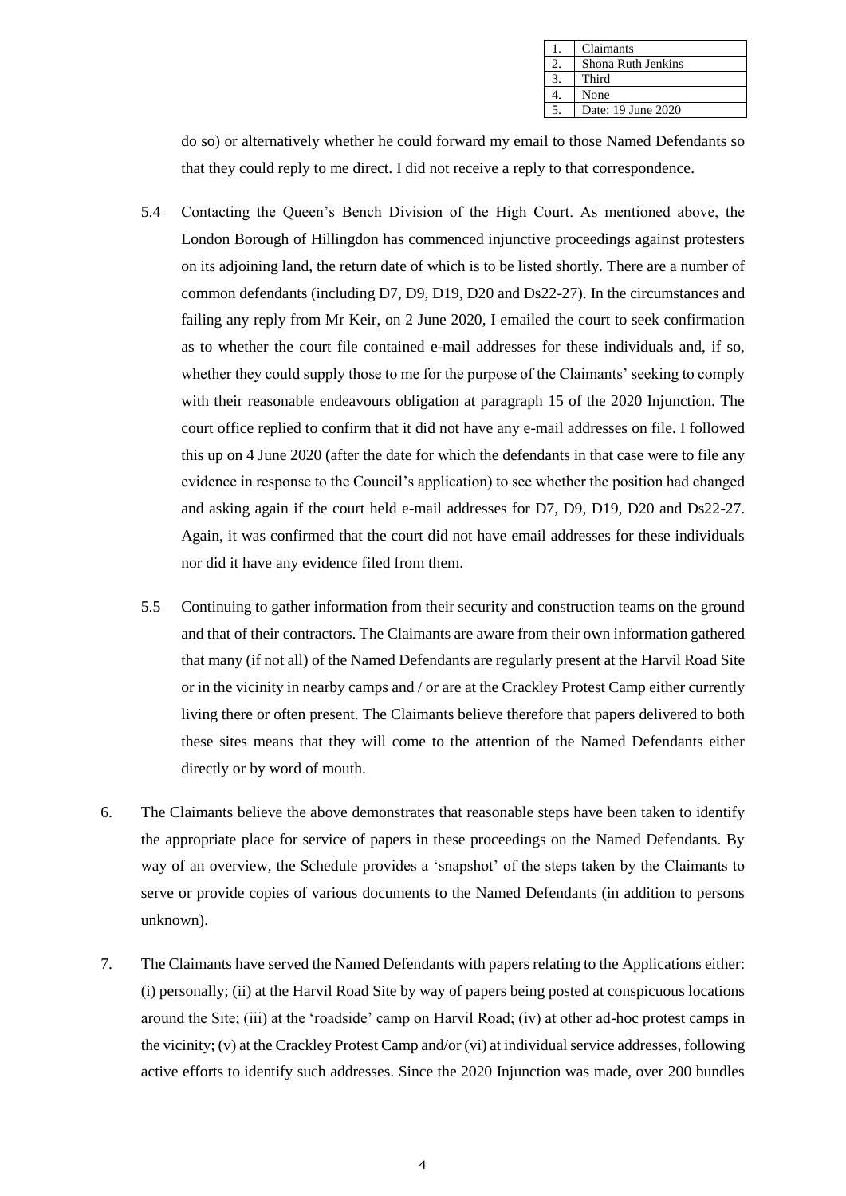| 1. | Claimants |
|---|---|
| 2. | Shona Ruth Jenkins |
| 3. | Third |
| 4. | None |
| 5. | Date: 19 June 2020 |

do so) or alternatively whether he could forward my email to those Named Defendants so that they could reply to me direct. I did not receive a reply to that correspondence.

5.4 Contacting the Queen's Bench Division of the High Court. As mentioned above, the London Borough of Hillingdon has commenced injunctive proceedings against protesters on its adjoining land, the return date of which is to be listed shortly. There are a number of common defendants (including D7, D9, D19, D20 and Ds22-27). In the circumstances and failing any reply from Mr Keir, on 2 June 2020, I emailed the court to seek confirmation as to whether the court file contained e-mail addresses for these individuals and, if so, whether they could supply those to me for the purpose of the Claimants' seeking to comply with their reasonable endeavours obligation at paragraph 15 of the 2020 Injunction. The court office replied to confirm that it did not have any e-mail addresses on file. I followed this up on 4 June 2020 (after the date for which the defendants in that case were to file any evidence in response to the Council's application) to see whether the position had changed and asking again if the court held e-mail addresses for D7, D9, D19, D20 and Ds22-27. Again, it was confirmed that the court did not have email addresses for these individuals nor did it have any evidence filed from them.

5.5 Continuing to gather information from their security and construction teams on the ground and that of their contractors. The Claimants are aware from their own information gathered that many (if not all) of the Named Defendants are regularly present at the Harvil Road Site or in the vicinity in nearby camps and / or are at the Crackley Protest Camp either currently living there or often present. The Claimants believe therefore that papers delivered to both these sites means that they will come to the attention of the Named Defendants either directly or by word of mouth.

6. The Claimants believe the above demonstrates that reasonable steps have been taken to identify the appropriate place for service of papers in these proceedings on the Named Defendants. By way of an overview, the Schedule provides a 'snapshot' of the steps taken by the Claimants to serve or provide copies of various documents to the Named Defendants (in addition to persons unknown).

7. The Claimants have served the Named Defendants with papers relating to the Applications either: (i) personally; (ii) at the Harvil Road Site by way of papers being posted at conspicuous locations around the Site; (iii) at the 'roadside' camp on Harvil Road; (iv) at other ad-hoc protest camps in the vicinity; (v) at the Crackley Protest Camp and/or (vi) at individual service addresses, following active efforts to identify such addresses. Since the 2020 Injunction was made, over 200 bundles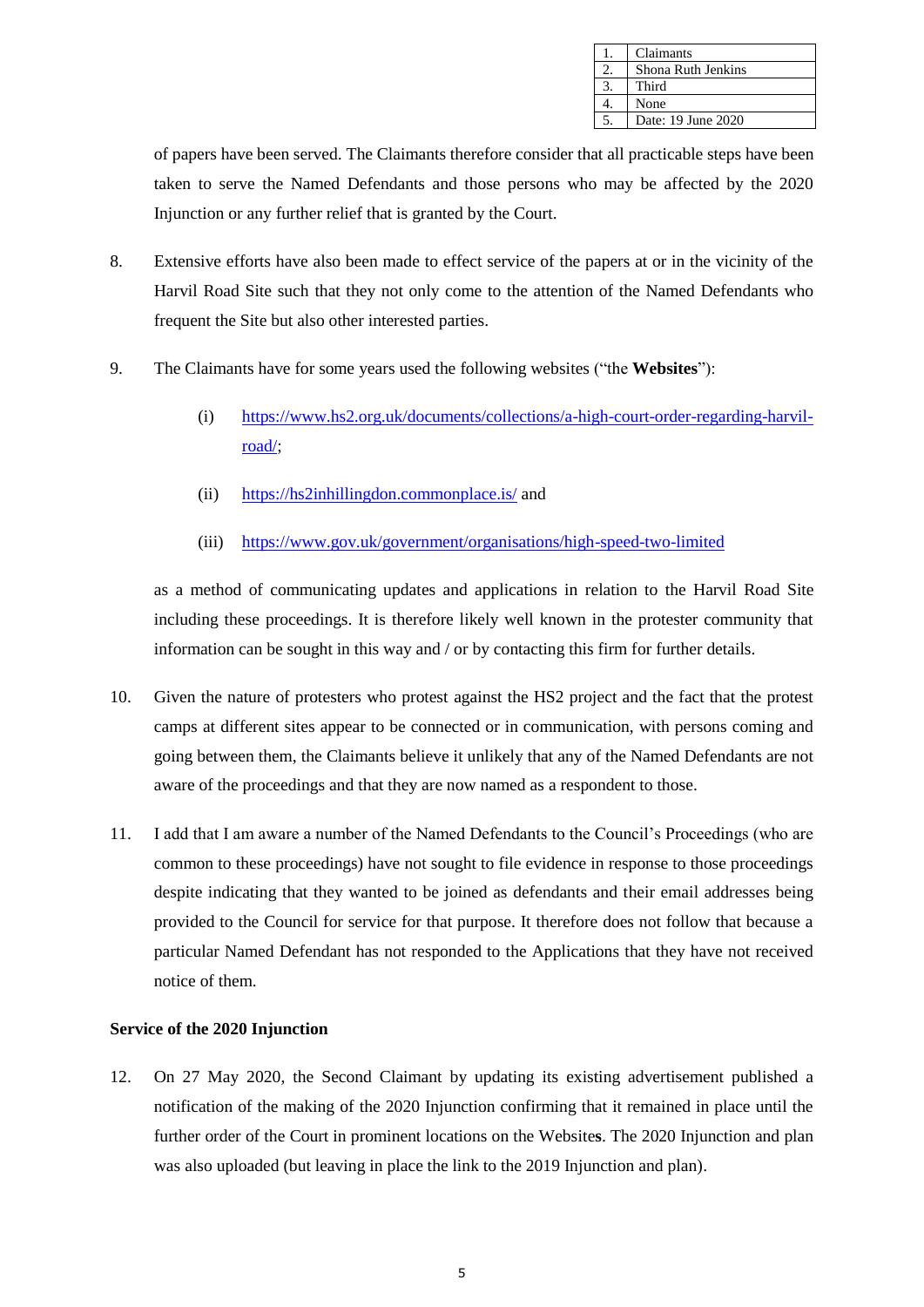| 1. | Claimants |
|---|---|
| 2. | Shona Ruth Jenkins |
| 3. | Third |
| 4. | None |
| 5. | Date: 19 June 2020 |

of papers have been served. The Claimants therefore consider that all practicable steps have been taken to serve the Named Defendants and those persons who may be affected by the 2020 Injunction or any further relief that is granted by the Court.

8. Extensive efforts have also been made to effect service of the papers at or in the vicinity of the Harvil Road Site such that they not only come to the attention of the Named Defendants who frequent the Site but also other interested parties.

9. The Claimants have for some years used the following websites ("the **Websites**"):

   (i) https://www.hs2.org.uk/documents/collections/a-high-court-order-regarding-harvil-road/;

   (ii) https://hs2inhillingdon.commonplace.is/ and

   (iii) https://www.gov.uk/government/organisations/high-speed-two-limited

   as a method of communicating updates and applications in relation to the Harvil Road Site including these proceedings. It is therefore likely well known in the protester community that information can be sought in this way and / or by contacting this firm for further details.

10. Given the nature of protesters who protest against the HS2 project and the fact that the protest camps at different sites appear to be connected or in communication, with persons coming and going between them, the Claimants believe it unlikely that any of the Named Defendants are not aware of the proceedings and that they are now named as a respondent to those.

11. I add that I am aware a number of the Named Defendants to the Council's Proceedings (who are common to these proceedings) have not sought to file evidence in response to those proceedings despite indicating that they wanted to be joined as defendants and their email addresses being provided to the Council for service for that purpose. It therefore does not follow that because a particular Named Defendant has not responded to the Applications that they have not received notice of them.

**Service of the 2020 Injunction**

12. On 27 May 2020, the Second Claimant by updating its existing advertisement published a notification of the making of the 2020 Injunction confirming that it remained in place until the further order of the Court in prominent locations on the Website**s**. The 2020 Injunction and plan was also uploaded (but leaving in place the link to the 2019 Injunction and plan).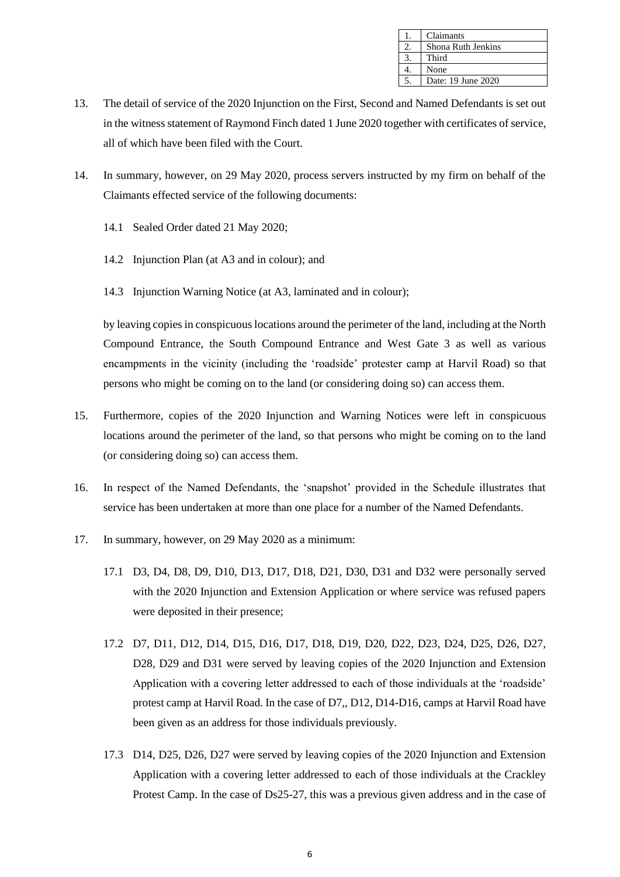| 1. | Claimants |
| --- | --- |
| 2. | Shona Ruth Jenkins |
| 3. | Third |
| 4. | None |
| 5. | Date: 19 June 2020 |

13. The detail of service of the 2020 Injunction on the First, Second and Named Defendants is set out in the witness statement of Raymond Finch dated 1 June 2020 together with certificates of service, all of which have been filed with the Court.

14. In summary, however, on 29 May 2020, process servers instructed by my firm on behalf of the Claimants effected service of the following documents:

    14.1 Sealed Order dated 21 May 2020;

    14.2 Injunction Plan (at A3 and in colour); and

    14.3 Injunction Warning Notice (at A3, laminated and in colour);

    by leaving copies in conspicuous locations around the perimeter of the land, including at the North Compound Entrance, the South Compound Entrance and West Gate 3 as well as various encampments in the vicinity (including the 'roadside' protester camp at Harvil Road) so that persons who might be coming on to the land (or considering doing so) can access them.

15. Furthermore, copies of the 2020 Injunction and Warning Notices were left in conspicuous locations around the perimeter of the land, so that persons who might be coming on to the land (or considering doing so) can access them.

16. In respect of the Named Defendants, the 'snapshot' provided in the Schedule illustrates that service has been undertaken at more than one place for a number of the Named Defendants.

17. In summary, however, on 29 May 2020 as a minimum:

    17.1 D3, D4, D8, D9, D10, D13, D17, D18, D21, D30, D31 and D32 were personally served with the 2020 Injunction and Extension Application or where service was refused papers were deposited in their presence;

    17.2 D7, D11, D12, D14, D15, D16, D17, D18, D19, D20, D22, D23, D24, D25, D26, D27, D28, D29 and D31 were served by leaving copies of the 2020 Injunction and Extension Application with a covering letter addressed to each of those individuals at the 'roadside' protest camp at Harvil Road. In the case of D7,, D12, D14-D16, camps at Harvil Road have been given as an address for those individuals previously.

    17.3 D14, D25, D26, D27 were served by leaving copies of the 2020 Injunction and Extension Application with a covering letter addressed to each of those individuals at the Crackley Protest Camp. In the case of Ds25-27, this was a previous given address and in the case of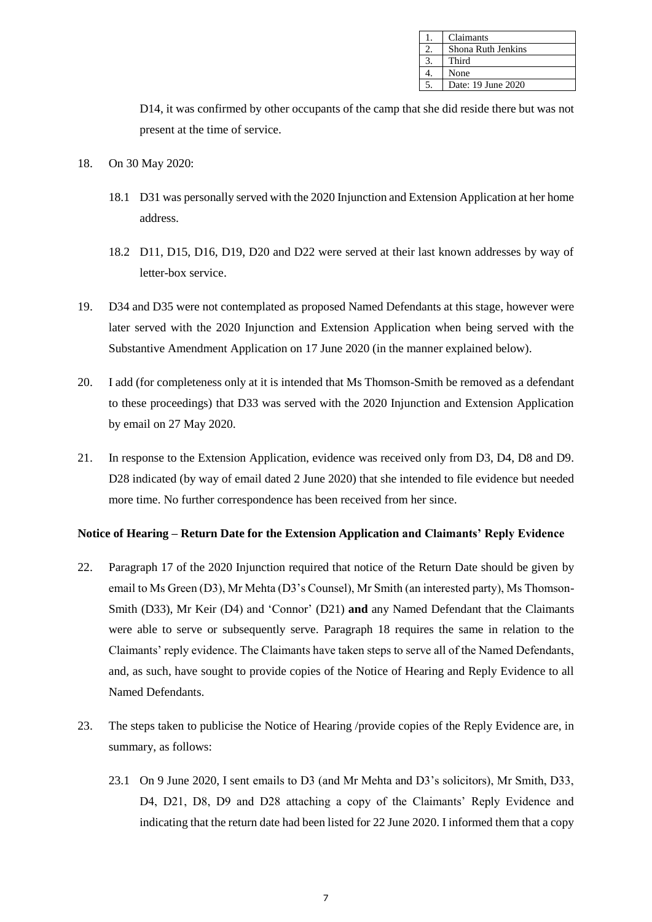| 1. | Claimants |
|---|---|
| 2. | Shona Ruth Jenkins |
| 3. | Third |
| 4. | None |
| 5. | Date: 19 June 2020 |

D14, it was confirmed by other occupants of the camp that she did reside there but was not present at the time of service.

18. On 30 May 2020:

    18.1 D31 was personally served with the 2020 Injunction and Extension Application at her home address.

    18.2 D11, D15, D16, D19, D20 and D22 were served at their last known addresses by way of letter-box service.

19. D34 and D35 were not contemplated as proposed Named Defendants at this stage, however were later served with the 2020 Injunction and Extension Application when being served with the Substantive Amendment Application on 17 June 2020 (in the manner explained below).

20. I add (for completeness only at it is intended that Ms Thomson-Smith be removed as a defendant to these proceedings) that D33 was served with the 2020 Injunction and Extension Application by email on 27 May 2020.

21. In response to the Extension Application, evidence was received only from D3, D4, D8 and D9. D28 indicated (by way of email dated 2 June 2020) that she intended to file evidence but needed more time. No further correspondence has been received from her since.

**Notice of Hearing – Return Date for the Extension Application and Claimants' Reply Evidence**

22. Paragraph 17 of the 2020 Injunction required that notice of the Return Date should be given by email to Ms Green (D3), Mr Mehta (D3's Counsel), Mr Smith (an interested party), Ms Thomson-Smith (D33), Mr Keir (D4) and 'Connor' (D21) **and** any Named Defendant that the Claimants were able to serve or subsequently serve. Paragraph 18 requires the same in relation to the Claimants' reply evidence. The Claimants have taken steps to serve all of the Named Defendants, and, as such, have sought to provide copies of the Notice of Hearing and Reply Evidence to all Named Defendants.

23. The steps taken to publicise the Notice of Hearing /provide copies of the Reply Evidence are, in summary, as follows:

    23.1 On 9 June 2020, I sent emails to D3 (and Mr Mehta and D3's solicitors), Mr Smith, D33, D4, D21, D8, D9 and D28 attaching a copy of the Claimants' Reply Evidence and indicating that the return date had been listed for 22 June 2020. I informed them that a copy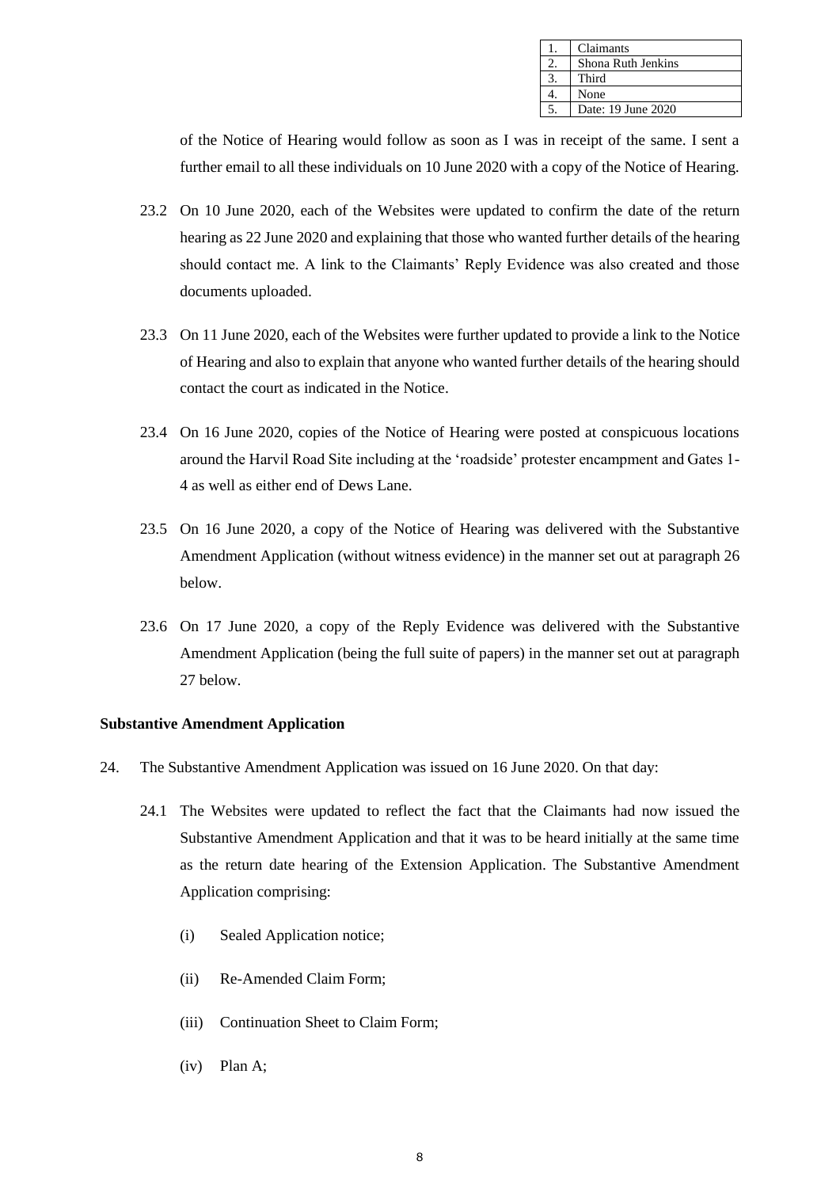| 1. | Claimants |
|---|---|
| 2. | Shona Ruth Jenkins |
| 3. | Third |
| 4. | None |
| 5. | Date: 19 June 2020 |

of the Notice of Hearing would follow as soon as I was in receipt of the same. I sent a further email to all these individuals on 10 June 2020 with a copy of the Notice of Hearing.

23.2 On 10 June 2020, each of the Websites were updated to confirm the date of the return hearing as 22 June 2020 and explaining that those who wanted further details of the hearing should contact me. A link to the Claimants' Reply Evidence was also created and those documents uploaded.

23.3 On 11 June 2020, each of the Websites were further updated to provide a link to the Notice of Hearing and also to explain that anyone who wanted further details of the hearing should contact the court as indicated in the Notice.

23.4 On 16 June 2020, copies of the Notice of Hearing were posted at conspicuous locations around the Harvil Road Site including at the 'roadside' protester encampment and Gates 1-4 as well as either end of Dews Lane.

23.5 On 16 June 2020, a copy of the Notice of Hearing was delivered with the Substantive Amendment Application (without witness evidence) in the manner set out at paragraph 26 below.

23.6 On 17 June 2020, a copy of the Reply Evidence was delivered with the Substantive Amendment Application (being the full suite of papers) in the manner set out at paragraph 27 below.

**Substantive Amendment Application**

24. The Substantive Amendment Application was issued on 16 June 2020. On that day:

24.1 The Websites were updated to reflect the fact that the Claimants had now issued the Substantive Amendment Application and that it was to be heard initially at the same time as the return date hearing of the Extension Application. The Substantive Amendment Application comprising:

(i) Sealed Application notice;

(ii) Re-Amended Claim Form;

(iii) Continuation Sheet to Claim Form;

(iv) Plan A;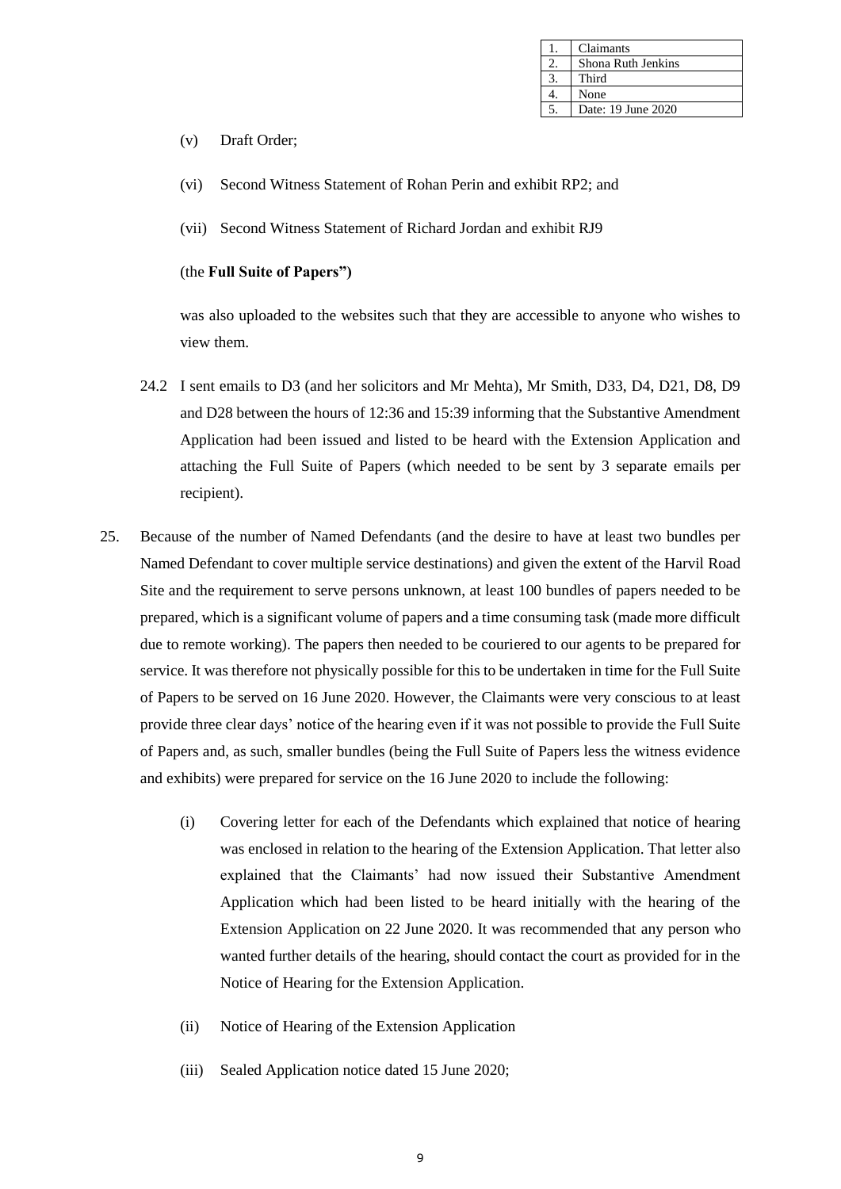| 1. | Claimants |
|---|---|
| 2. | Shona Ruth Jenkins |
| 3. | Third |
| 4. | None |
| 5. | Date: 19 June 2020 |

(v) Draft Order;

(vi) Second Witness Statement of Rohan Perin and exhibit RP2; and

(vii) Second Witness Statement of Richard Jordan and exhibit RJ9

(the **Full Suite of Papers")**

was also uploaded to the websites such that they are accessible to anyone who wishes to view them.

24.2 I sent emails to D3 (and her solicitors and Mr Mehta), Mr Smith, D33, D4, D21, D8, D9 and D28 between the hours of 12:36 and 15:39 informing that the Substantive Amendment Application had been issued and listed to be heard with the Extension Application and attaching the Full Suite of Papers (which needed to be sent by 3 separate emails per recipient).

25. Because of the number of Named Defendants (and the desire to have at least two bundles per Named Defendant to cover multiple service destinations) and given the extent of the Harvil Road Site and the requirement to serve persons unknown, at least 100 bundles of papers needed to be prepared, which is a significant volume of papers and a time consuming task (made more difficult due to remote working). The papers then needed to be couriered to our agents to be prepared for service. It was therefore not physically possible for this to be undertaken in time for the Full Suite of Papers to be served on 16 June 2020. However, the Claimants were very conscious to at least provide three clear days' notice of the hearing even if it was not possible to provide the Full Suite of Papers and, as such, smaller bundles (being the Full Suite of Papers less the witness evidence and exhibits) were prepared for service on the 16 June 2020 to include the following:

(i) Covering letter for each of the Defendants which explained that notice of hearing was enclosed in relation to the hearing of the Extension Application. That letter also explained that the Claimants' had now issued their Substantive Amendment Application which had been listed to be heard initially with the hearing of the Extension Application on 22 June 2020. It was recommended that any person who wanted further details of the hearing, should contact the court as provided for in the Notice of Hearing for the Extension Application.

(ii) Notice of Hearing of the Extension Application

(iii) Sealed Application notice dated 15 June 2020;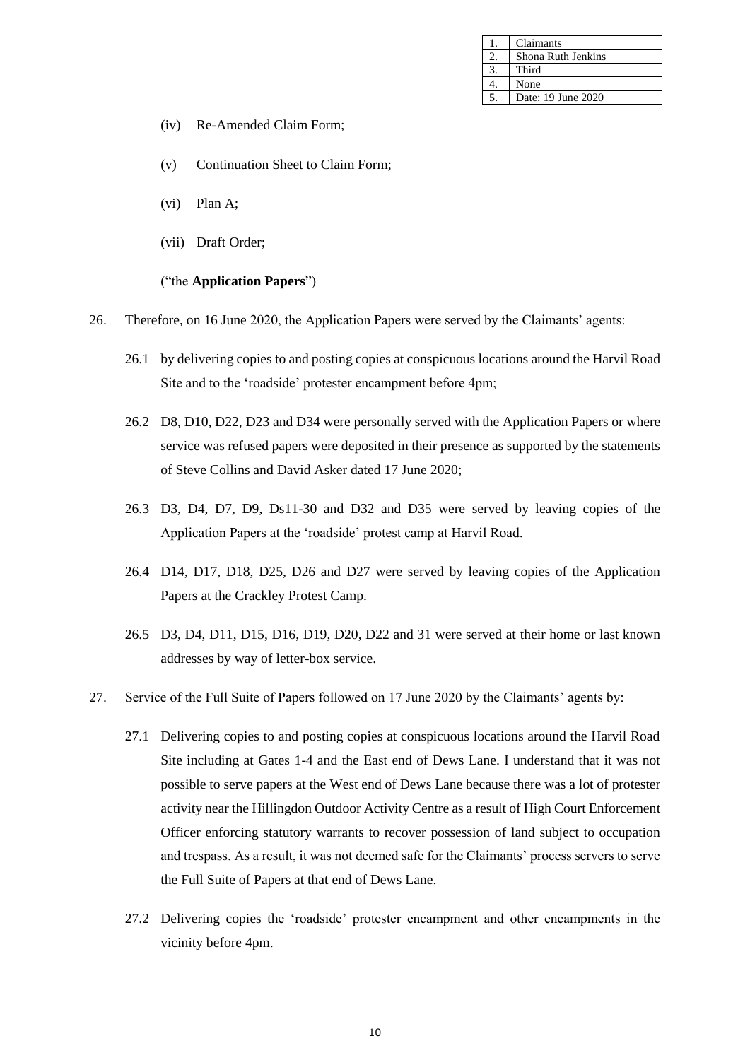| 1. | Claimants |
|---|---|
| 2. | Shona Ruth Jenkins |
| 3. | Third |
| 4. | None |
| 5. | Date: 19 June 2020 |

(iv) Re-Amended Claim Form;

(v) Continuation Sheet to Claim Form;

(vi) Plan A;

(vii) Draft Order;

("the **Application Papers**")

26. Therefore, on 16 June 2020, the Application Papers were served by the Claimants' agents:

26.1 by delivering copies to and posting copies at conspicuous locations around the Harvil Road Site and to the 'roadside' protester encampment before 4pm;

26.2 D8, D10, D22, D23 and D34 were personally served with the Application Papers or where service was refused papers were deposited in their presence as supported by the statements of Steve Collins and David Asker dated 17 June 2020;

26.3 D3, D4, D7, D9, Ds11-30 and D32 and D35 were served by leaving copies of the Application Papers at the 'roadside' protest camp at Harvil Road.

26.4 D14, D17, D18, D25, D26 and D27 were served by leaving copies of the Application Papers at the Crackley Protest Camp.

26.5 D3, D4, D11, D15, D16, D19, D20, D22 and 31 were served at their home or last known addresses by way of letter-box service.

27. Service of the Full Suite of Papers followed on 17 June 2020 by the Claimants' agents by:

27.1 Delivering copies to and posting copies at conspicuous locations around the Harvil Road Site including at Gates 1-4 and the East end of Dews Lane. I understand that it was not possible to serve papers at the West end of Dews Lane because there was a lot of protester activity near the Hillingdon Outdoor Activity Centre as a result of High Court Enforcement Officer enforcing statutory warrants to recover possession of land subject to occupation and trespass. As a result, it was not deemed safe for the Claimants' process servers to serve the Full Suite of Papers at that end of Dews Lane.

27.2 Delivering copies the 'roadside' protester encampment and other encampments in the vicinity before 4pm.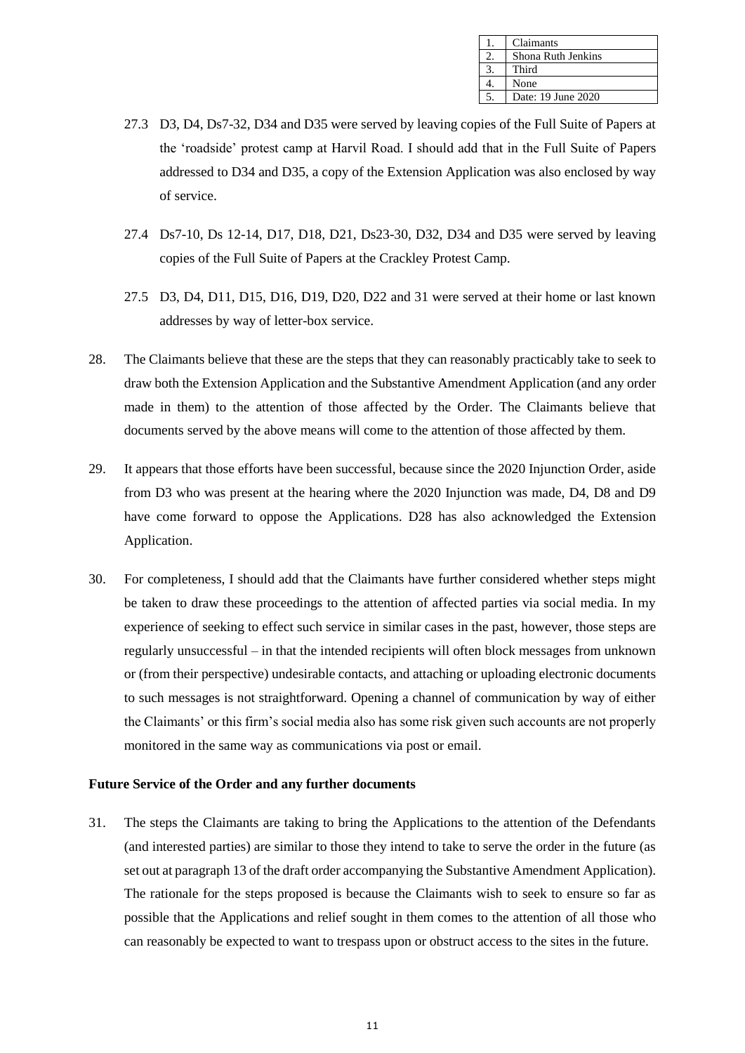| 1. | Claimants |
| --- | --- |
| 2. | Shona Ruth Jenkins |
| 3. | Third |
| 4. | None |
| 5. | Date: 19 June 2020 |

27.3 D3, D4, Ds7-32, D34 and D35 were served by leaving copies of the Full Suite of Papers at the 'roadside' protest camp at Harvil Road. I should add that in the Full Suite of Papers addressed to D34 and D35, a copy of the Extension Application was also enclosed by way of service.

27.4 Ds7-10, Ds 12-14, D17, D18, D21, Ds23-30, D32, D34 and D35 were served by leaving copies of the Full Suite of Papers at the Crackley Protest Camp.

27.5 D3, D4, D11, D15, D16, D19, D20, D22 and 31 were served at their home or last known addresses by way of letter-box service.

28. The Claimants believe that these are the steps that they can reasonably practicably take to seek to draw both the Extension Application and the Substantive Amendment Application (and any order made in them) to the attention of those affected by the Order. The Claimants believe that documents served by the above means will come to the attention of those affected by them.

29. It appears that those efforts have been successful, because since the 2020 Injunction Order, aside from D3 who was present at the hearing where the 2020 Injunction was made, D4, D8 and D9 have come forward to oppose the Applications. D28 has also acknowledged the Extension Application.

30. For completeness, I should add that the Claimants have further considered whether steps might be taken to draw these proceedings to the attention of affected parties via social media. In my experience of seeking to effect such service in similar cases in the past, however, those steps are regularly unsuccessful – in that the intended recipients will often block messages from unknown or (from their perspective) undesirable contacts, and attaching or uploading electronic documents to such messages is not straightforward. Opening a channel of communication by way of either the Claimants' or this firm's social media also has some risk given such accounts are not properly monitored in the same way as communications via post or email.

**Future Service of the Order and any further documents**

31. The steps the Claimants are taking to bring the Applications to the attention of the Defendants (and interested parties) are similar to those they intend to take to serve the order in the future (as set out at paragraph 13 of the draft order accompanying the Substantive Amendment Application). The rationale for the steps proposed is because the Claimants wish to seek to ensure so far as possible that the Applications and relief sought in them comes to the attention of all those who can reasonably be expected to want to trespass upon or obstruct access to the sites in the future.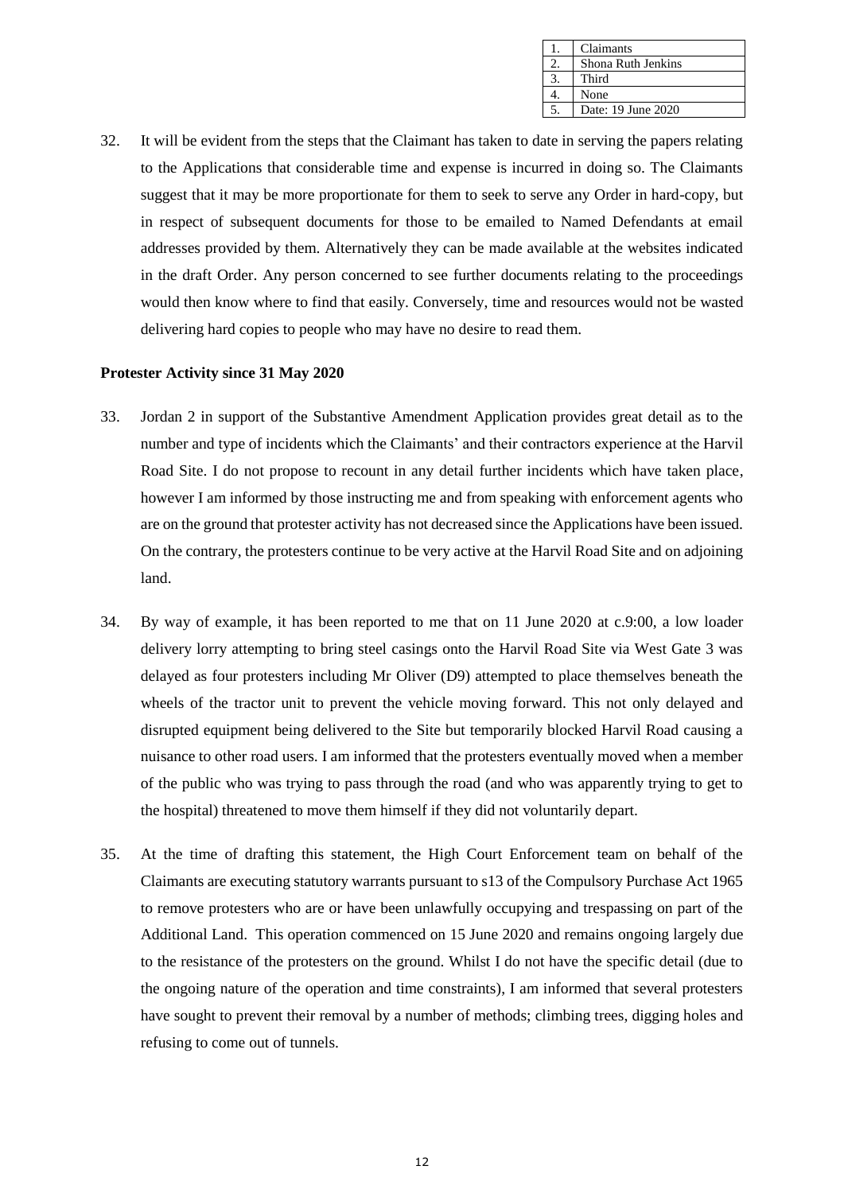| 1. | Claimants |
|---|---|
| 2. | Shona Ruth Jenkins |
| 3. | Third |
| 4. | None |
| 5. | Date: 19 June 2020 |

32. It will be evident from the steps that the Claimant has taken to date in serving the papers relating to the Applications that considerable time and expense is incurred in doing so. The Claimants suggest that it may be more proportionate for them to seek to serve any Order in hard-copy, but in respect of subsequent documents for those to be emailed to Named Defendants at email addresses provided by them. Alternatively they can be made available at the websites indicated in the draft Order. Any person concerned to see further documents relating to the proceedings would then know where to find that easily. Conversely, time and resources would not be wasted delivering hard copies to people who may have no desire to read them.

**Protester Activity since 31 May 2020**

33. Jordan 2 in support of the Substantive Amendment Application provides great detail as to the number and type of incidents which the Claimants' and their contractors experience at the Harvil Road Site. I do not propose to recount in any detail further incidents which have taken place, however I am informed by those instructing me and from speaking with enforcement agents who are on the ground that protester activity has not decreased since the Applications have been issued. On the contrary, the protesters continue to be very active at the Harvil Road Site and on adjoining land.

34. By way of example, it has been reported to me that on 11 June 2020 at c.9:00, a low loader delivery lorry attempting to bring steel casings onto the Harvil Road Site via West Gate 3 was delayed as four protesters including Mr Oliver (D9) attempted to place themselves beneath the wheels of the tractor unit to prevent the vehicle moving forward. This not only delayed and disrupted equipment being delivered to the Site but temporarily blocked Harvil Road causing a nuisance to other road users. I am informed that the protesters eventually moved when a member of the public who was trying to pass through the road (and who was apparently trying to get to the hospital) threatened to move them himself if they did not voluntarily depart.

35. At the time of drafting this statement, the High Court Enforcement team on behalf of the Claimants are executing statutory warrants pursuant to s13 of the Compulsory Purchase Act 1965 to remove protesters who are or have been unlawfully occupying and trespassing on part of the Additional Land. This operation commenced on 15 June 2020 and remains ongoing largely due to the resistance of the protesters on the ground. Whilst I do not have the specific detail (due to the ongoing nature of the operation and time constraints), I am informed that several protesters have sought to prevent their removal by a number of methods; climbing trees, digging holes and refusing to come out of tunnels.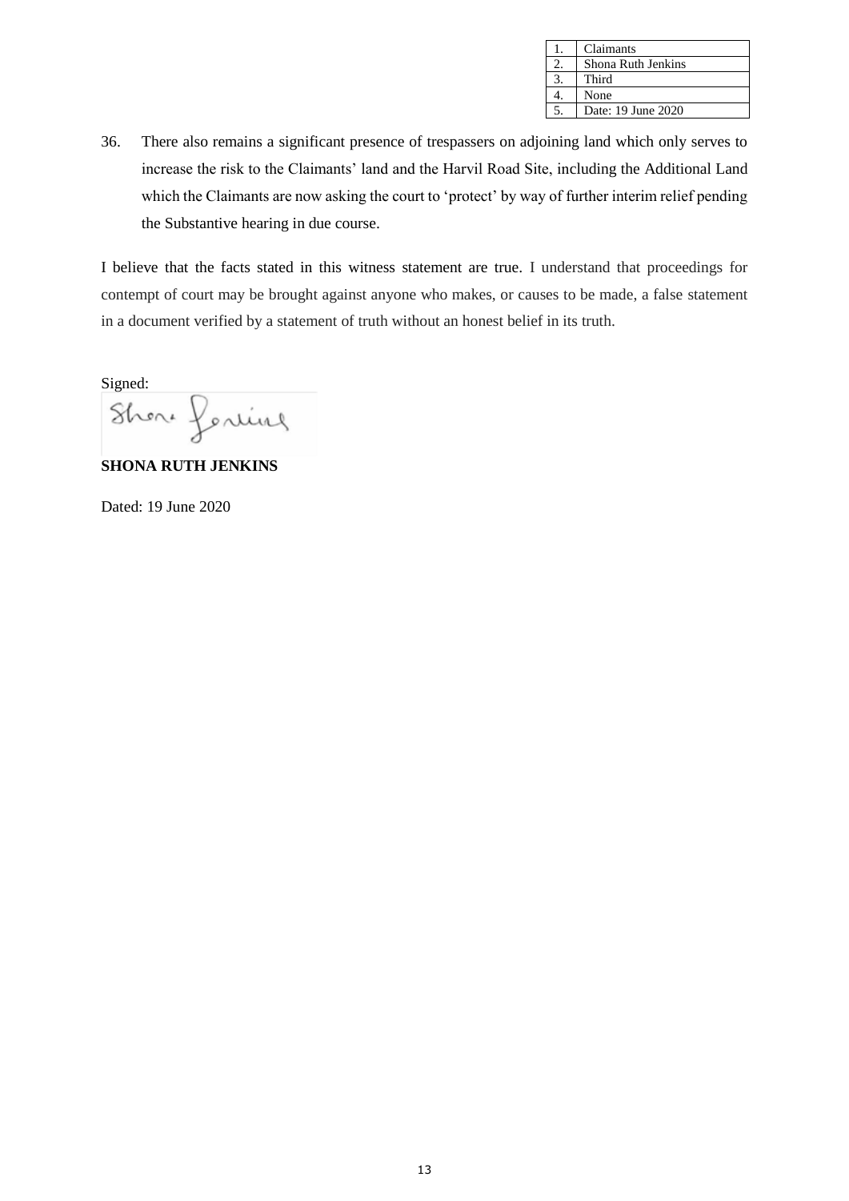| | |
|---|---|
| 1. | Claimants |
| 2. | Shona Ruth Jenkins |
| 3. | Third |
| 4. | None |
| 5. | Date: 19 June 2020 |

36. There also remains a significant presence of trespassers on adjoining land which only serves to increase the risk to the Claimants' land and the Harvil Road Site, including the Additional Land which the Claimants are now asking the court to 'protect' by way of further interim relief pending the Substantive hearing in due course.

I believe that the facts stated in this witness statement are true. I understand that proceedings for contempt of court may be brought against anyone who makes, or causes to be made, a false statement in a document verified by a statement of truth without an honest belief in its truth.

Signed:

**SHONA RUTH JENKINS**

Dated: 19 June 2020